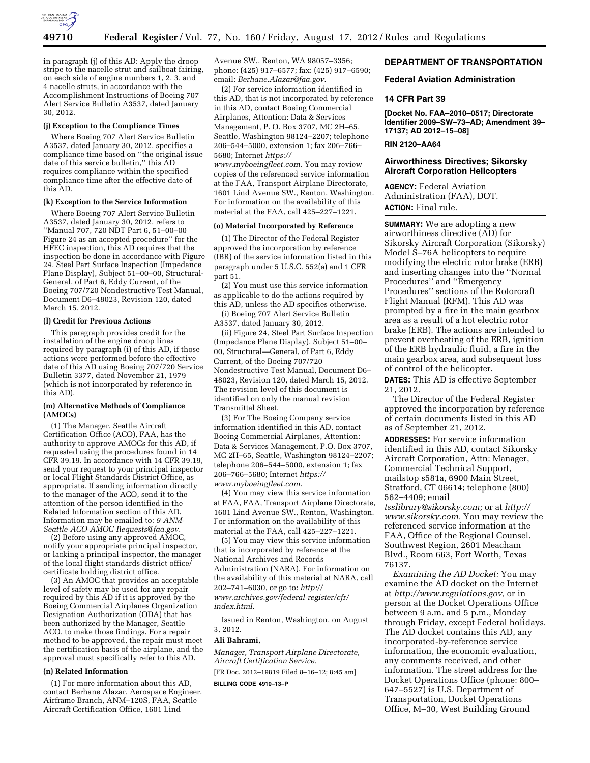in paragraph (j) of this AD: Apply the droop stripe to the nacelle strut and sailboat fairing, on each side of engine numbers 1, 2, 3, and 4 nacelle struts, in accordance with the Accomplishment Instructions of Boeing 707 Alert Service Bulletin A3537, dated January 30, 2012.

#### (j) Exception to the Compliance Times

Where Boeing 707 Alert Service Bulletin A3537, dated January 30, 2012, specifies a compliance time based on ''the original issue date of this service bulletin,'' this AD requires compliance within the specified compliance time after the effective date of this AD.

#### (k) Exception to the Service Information

Where Boeing 707 Alert Service Bulletin A3537, dated January 30, 2012, refers to ''Manual 707, 720 NDT Part 6, 51–00–00 Figure 24 as an accepted procedure'' for the HFEC inspection, this AD requires that the inspection be done in accordance with Figure 24, Steel Part Surface Inspection (Impedance Plane Display), Subject 51–00–00, Structural-General, of Part 6, Eddy Current, of the Boeing 707/720 Nondestructive Test Manual, Document D6–48023, Revision 120, dated March 15, 2012.

#### (l) Credit for Previous Actions

This paragraph provides credit for the installation of the engine droop lines required by paragraph (i) of this AD, if those actions were performed before the effective date of this AD using Boeing 707/720 Service Bulletin 3377, dated November 21, 1979 (which is not incorporated by reference in this AD).

#### (m) Alternative Methods of Compliance (AMOCs)

(1) The Manager, Seattle Aircraft Certification Office (ACO), FAA, has the authority to approve AMOCs for this AD, if requested using the procedures found in 14 CFR 39.19. In accordance with 14 CFR 39.19, send your request to your principal inspector or local Flight Standards District Office, as appropriate. If sending information directly to the manager of the ACO, send it to the attention of the person identified in the Related Information section of this AD. Information may be emailed to: *9-ANM-Seattle-ACO-AMOC-Requests@faa.gov.*

(2) Before using any approved AMOC, notify your appropriate principal inspector, or lacking a principal inspector, the manager of the local flight standards district office/certificate holding district office.

(3) An AMOC that provides an acceptable level of safety may be used for any repair required by this AD if it is approved by the Boeing Commercial Airplanes Organization Designation Authorization (ODA) that has been authorized by the Manager, Seattle ACO, to make those findings. For a repair method to be approved, the repair must meet the certification basis of the airplane, and the approval must specifically refer to this AD.

#### (n) Related Information

(1) For more information about this AD, contact Berhane Alazar, Aerospace Engineer, Airframe Branch, ANM–120S, FAA, Seattle Aircraft Certification Office, 1601 Lind Avenue SW., Renton, WA 98057–3356; phone: (425) 917–6577; fax: (425) 917–6590; email: *Berhane.Alazar@faa.gov.*

(2) For service information identified in this AD, that is not incorporated by reference in this AD, contact Boeing Commercial Airplanes, Attention: Data & Services Management, P. O. Box 3707, MC 2H–65, Seattle, Washington 98124–2207; telephone 206–544–5000, extension 1; fax 206–766–5680; Internet *https://www.myboeingfleet.com.* You may review copies of the referenced service information at the FAA, Transport Airplane Directorate, 1601 Lind Avenue SW., Renton, Washington. For information on the availability of this material at the FAA, call 425–227–1221.

#### (o) Material Incorporated by Reference

(1) The Director of the Federal Register approved the incorporation by reference (IBR) of the service information listed in this paragraph under 5 U.S.C. 552(a) and 1 CFR part 51.

(2) You must use this service information as applicable to do the actions required by this AD, unless the AD specifies otherwise.

(i) Boeing 707 Alert Service Bulletin A3537, dated January 30, 2012.

(ii) Figure 24, Steel Part Surface Inspection (Impedance Plane Display), Subject 51–00–00, Structural—General, of Part 6, Eddy Current, of the Boeing 707/720 Nondestructive Test Manual, Document D6–48023, Revision 120, dated March 15, 2012. The revision level of this document is identified on only the manual revision Transmittal Sheet.

(3) For The Boeing Company service information identified in this AD, contact Boeing Commercial Airplanes, Attention: Data & Services Management, P.O. Box 3707, MC 2H–65, Seattle, Washington 98124–2207; telephone 206–544–5000, extension 1; fax 206–766–5680; Internet *https://www.myboeingfleet.com.*

(4) You may view this service information at FAA, FAA, Transport Airplane Directorate, 1601 Lind Avenue SW., Renton, Washington. For information on the availability of this material at the FAA, call 425–227–1221.

(5) You may view this service information that is incorporated by reference at the National Archives and Records Administration (NARA). For information on the availability of this material at NARA, call 202–741–6030, or go to: *http://www.archives.gov/federal-register/cfr/index.html.*

Issued in Renton, Washington, on August 3, 2012.

**Ali Bahrami,**

*Manager, Transport Airplane Directorate, Aircraft Certification Service.*

[FR Doc. 2012–19819 Filed 8–16–12; 8:45 am]

**BILLING CODE 4910–13–P**

## DEPARTMENT OF TRANSPORTATION

## Federal Aviation Administration

### 14 CFR Part 39

**[Docket No. FAA–2010–0517; Directorate Identifier 2009–SW–73–AD; Amendment 39–17137; AD 2012–15–08]**

**RIN 2120–AA64**

### Airworthiness Directives; Sikorsky Aircraft Corporation Helicopters

**AGENCY:** Federal Aviation Administration (FAA), DOT.

**ACTION:** Final rule.

**SUMMARY:** We are adopting a new airworthiness directive (AD) for Sikorsky Aircraft Corporation (Sikorsky) Model S–76A helicopters to require modifying the electric rotor brake (ERB) and inserting changes into the ''Normal Procedures'' and ''Emergency Procedures'' sections of the Rotorcraft Flight Manual (RFM). This AD was prompted by a fire in the main gearbox area as a result of a hot electric rotor brake (ERB). The actions are intended to prevent overheating of the ERB, ignition of the ERB hydraulic fluid, a fire in the main gearbox area, and subsequent loss of control of the helicopter.

**DATES:** This AD is effective September 21, 2012.

The Director of the Federal Register approved the incorporation by reference of certain documents listed in this AD as of September 21, 2012.

**ADDRESSES:** For service information identified in this AD, contact Sikorsky Aircraft Corporation, Attn: Manager, Commercial Technical Support, mailstop s581a, 6900 Main Street, Stratford, CT 06614; telephone (800) 562–4409; email *tsslibrary@sikorsky.com;* or at *http://www.sikorsky.com.* You may review the referenced service information at the FAA, Office of the Regional Counsel, Southwest Region, 2601 Meacham Blvd., Room 663, Fort Worth, Texas 76137.

*Examining the AD Docket:* You may examine the AD docket on the Internet at *http://www.regulations.gov,* or in person at the Docket Operations Office between 9 a.m. and 5 p.m., Monday through Friday, except Federal holidays. The AD docket contains this AD, any incorporated-by-reference service information, the economic evaluation, any comments received, and other information. The street address for the Docket Operations Office (phone: 800–647–5527) is U.S. Department of Transportation, Docket Operations Office, M–30, West Building Ground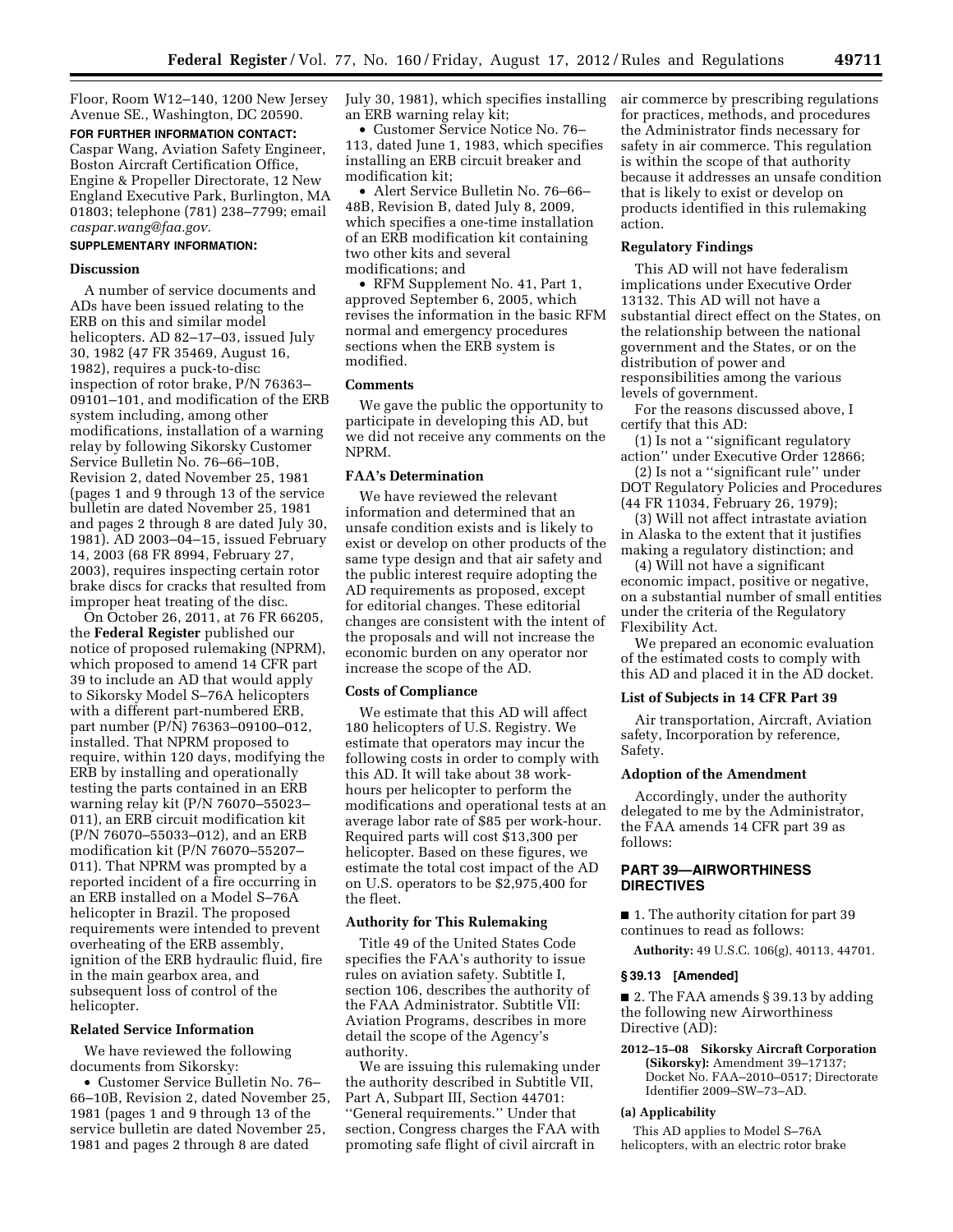Floor, Room W12–140, 1200 New Jersey Avenue SE., Washington, DC 20590.

**FOR FURTHER INFORMATION CONTACT:** Caspar Wang, Aviation Safety Engineer, Boston Aircraft Certification Office, Engine & Propeller Directorate, 12 New England Executive Park, Burlington, MA 01803; telephone (781) 238–7799; email *caspar.wang@faa.gov.*

**SUPPLEMENTARY INFORMATION:**

### Discussion

A number of service documents and ADs have been issued relating to the ERB on this and similar model helicopters. AD 82–17–03, issued July 30, 1982 (47 FR 35469, August 16, 1982), requires a puck-to-disc inspection of rotor brake, P/N 76363–09101–101, and modification of the ERB system including, among other modifications, installation of a warning relay by following Sikorsky Customer Service Bulletin No. 76–66–10B, Revision 2, dated November 25, 1981 (pages 1 and 9 through 13 of the service bulletin are dated November 25, 1981 and pages 2 through 8 are dated July 30, 1981). AD 2003–04–15, issued February 14, 2003 (68 FR 8994, February 27, 2003), requires inspecting certain rotor brake discs for cracks that resulted from improper heat treating of the disc.

On October 26, 2011, at 76 FR 66205, the **Federal Register** published our notice of proposed rulemaking (NPRM), which proposed to amend 14 CFR part 39 to include an AD that would apply to Sikorsky Model S–76A helicopters with a different part-numbered ERB, part number (P/N) 76363–09100–012, installed. That NPRM proposed to require, within 120 days, modifying the ERB by installing and operationally testing the parts contained in an ERB warning relay kit (P/N 76070–55023–011), an ERB circuit modification kit (P/N 76070–55033–012), and an ERB modification kit (P/N 76070–55207–011). That NPRM was prompted by a reported incident of a fire occurring in an ERB installed on a Model S–76A helicopter in Brazil. The proposed requirements were intended to prevent overheating of the ERB assembly, ignition of the ERB hydraulic fluid, fire in the main gearbox area, and subsequent loss of control of the helicopter.

### Related Service Information

We have reviewed the following documents from Sikorsky:

- Customer Service Bulletin No. 76–66–10B, Revision 2, dated November 25, 1981 (pages 1 and 9 through 13 of the service bulletin are dated November 25, 1981 and pages 2 through 8 are dated July 30, 1981), which specifies installing an ERB warning relay kit;
- Customer Service Notice No. 76–113, dated June 1, 1983, which specifies installing an ERB circuit breaker and modification kit;
- Alert Service Bulletin No. 76–66–48B, Revision B, dated July 8, 2009, which specifies a one-time installation of an ERB modification kit containing two other kits and several modifications; and
- RFM Supplement No. 41, Part 1, approved September 6, 2005, which revises the information in the basic RFM normal and emergency procedures sections when the ERB system is modified.

### Comments

We gave the public the opportunity to participate in developing this AD, but we did not receive any comments on the NPRM.

### FAA's Determination

We have reviewed the relevant information and determined that an unsafe condition exists and is likely to exist or develop on other products of the same type design and that air safety and the public interest require adopting the AD requirements as proposed, except for editorial changes. These editorial changes are consistent with the intent of the proposals and will not increase the economic burden on any operator nor increase the scope of the AD.

### Costs of Compliance

We estimate that this AD will affect 180 helicopters of U.S. Registry. We estimate that operators may incur the following costs in order to comply with this AD. It will take about 38 work-hours per helicopter to perform the modifications and operational tests at an average labor rate of $85 per work-hour. Required parts will cost $13,300 per helicopter. Based on these figures, we estimate the total cost impact of the AD on U.S. operators to be $2,975,400 for the fleet.

### Authority for This Rulemaking

Title 49 of the United States Code specifies the FAA's authority to issue rules on aviation safety. Subtitle I, section 106, describes the authority of the FAA Administrator. Subtitle VII: Aviation Programs, describes in more detail the scope of the Agency's authority.

We are issuing this rulemaking under the authority described in Subtitle VII, Part A, Subpart III, Section 44701: "General requirements." Under that section, Congress charges the FAA with promoting safe flight of civil aircraft in air commerce by prescribing regulations for practices, methods, and procedures the Administrator finds necessary for safety in air commerce. This regulation is within the scope of that authority because it addresses an unsafe condition that is likely to exist or develop on products identified in this rulemaking action.

### Regulatory Findings

This AD will not have federalism implications under Executive Order 13132. This AD will not have a substantial direct effect on the States, on the relationship between the national government and the States, or on the distribution of power and responsibilities among the various levels of government.

For the reasons discussed above, I certify that this AD:

(1) Is not a "significant regulatory action" under Executive Order 12866;

(2) Is not a "significant rule" under DOT Regulatory Policies and Procedures (44 FR 11034, February 26, 1979);

(3) Will not affect intrastate aviation in Alaska to the extent that it justifies making a regulatory distinction; and

(4) Will not have a significant economic impact, positive or negative, on a substantial number of small entities under the criteria of the Regulatory Flexibility Act.

We prepared an economic evaluation of the estimated costs to comply with this AD and placed it in the AD docket.

### List of Subjects in 14 CFR Part 39

Air transportation, Aircraft, Aviation safety, Incorporation by reference, Safety.

### Adoption of the Amendment

Accordingly, under the authority delegated to me by the Administrator, the FAA amends 14 CFR part 39 as follows:

## PART 39—AIRWORTHINESS DIRECTIVES

■ 1. The authority citation for part 39 continues to read as follows:

**Authority:** 49 U.S.C. 106(g), 40113, 44701.

### § 39.13 [Amended]

■ 2. The FAA amends § 39.13 by adding the following new Airworthiness Directive (AD):

**2012–15–08 Sikorsky Aircraft Corporation (Sikorsky):** Amendment 39–17137; Docket No. FAA–2010–0517; Directorate Identifier 2009–SW–73–AD.

#### (a) Applicability

This AD applies to Model S–76A helicopters, with an electric rotor brake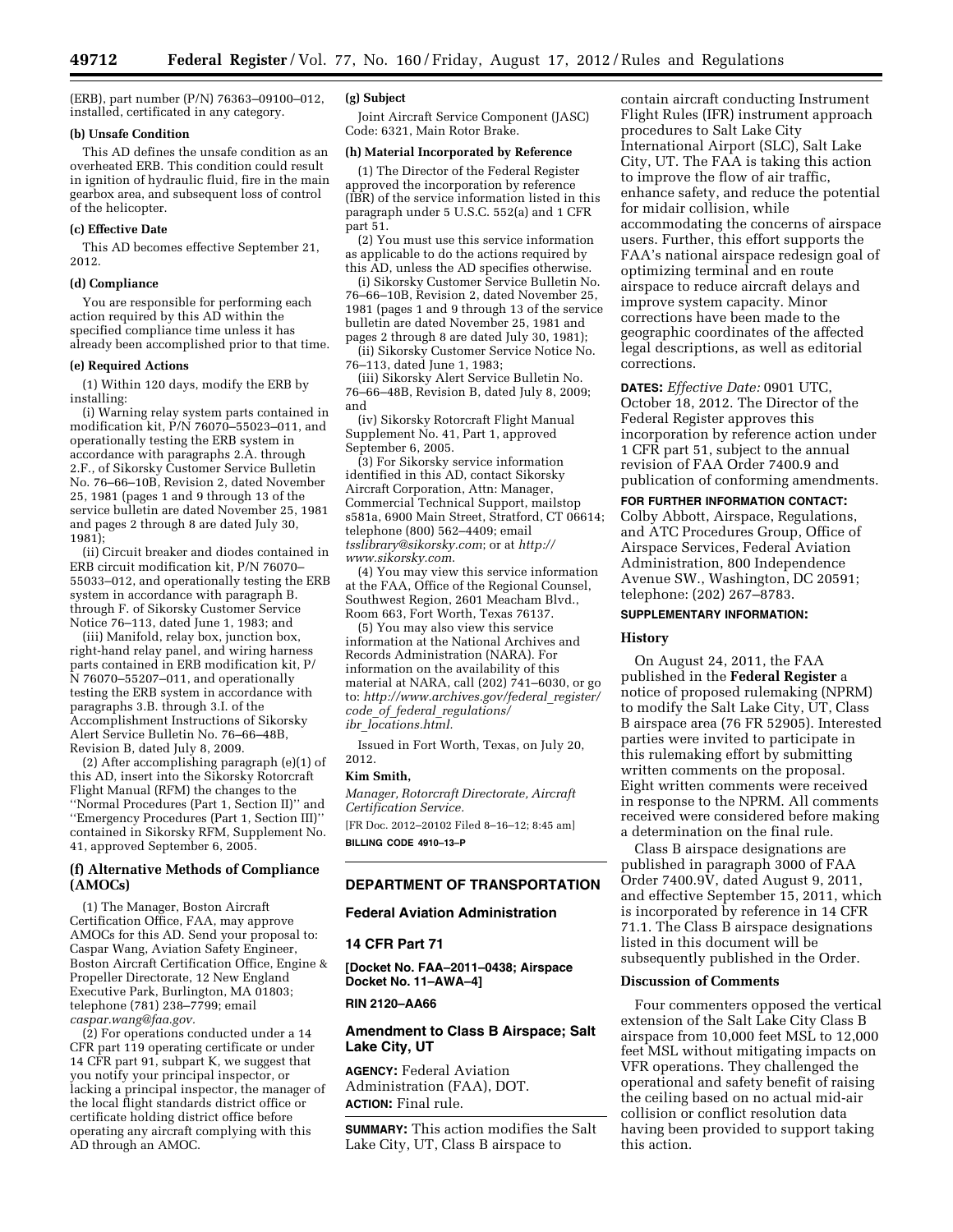(ERB), part number (P/N) 76363–09100–012, installed, certificated in any category.

**(b) Unsafe Condition**

This AD defines the unsafe condition as an overheated ERB. This condition could result in ignition of hydraulic fluid, fire in the main gearbox area, and subsequent loss of control of the helicopter.

**(c) Effective Date**

This AD becomes effective September 21, 2012.

**(d) Compliance**

You are responsible for performing each action required by this AD within the specified compliance time unless it has already been accomplished prior to that time.

**(e) Required Actions**

(1) Within 120 days, modify the ERB by installing:

(i) Warning relay system parts contained in modification kit, P/N 76070–55023–011, and operationally testing the ERB system in accordance with paragraphs 2.A. through 2.F., of Sikorsky Customer Service Bulletin No. 76–66–10B, Revision 2, dated November 25, 1981 (pages 1 and 9 through 13 of the service bulletin are dated November 25, 1981 and pages 2 through 8 are dated July 30, 1981);

(ii) Circuit breaker and diodes contained in ERB circuit modification kit, P/N 76070–55033–012, and operationally testing the ERB system in accordance with paragraph B. through F. of Sikorsky Customer Service Notice 76–113, dated June 1, 1983; and

(iii) Manifold, relay box, junction box, right-hand relay panel, and wiring harness parts contained in ERB modification kit, P/N 76070–55207–011, and operationally testing the ERB system in accordance with paragraphs 3.B. through 3.I. of the Accomplishment Instructions of Sikorsky Alert Service Bulletin No. 76–66–48B, Revision B, dated July 8, 2009.

(2) After accomplishing paragraph (e)(1) of this AD, insert into the Sikorsky Rotorcraft Flight Manual (RFM) the changes to the ''Normal Procedures (Part 1, Section II)'' and ''Emergency Procedures (Part 1, Section III)'' contained in Sikorsky RFM, Supplement No. 41, approved September 6, 2005.

### (f) Alternative Methods of Compliance (AMOCs)

(1) The Manager, Boston Aircraft Certification Office, FAA, may approve AMOCs for this AD. Send your proposal to: Caspar Wang, Aviation Safety Engineer, Boston Aircraft Certification Office, Engine & Propeller Directorate, 12 New England Executive Park, Burlington, MA 01803; telephone (781) 238–7799; email *caspar.wang@faa.gov.*

(2) For operations conducted under a 14 CFR part 119 operating certificate or under 14 CFR part 91, subpart K, we suggest that you notify your principal inspector, or lacking a principal inspector, the manager of the local flight standards district office or certificate holding district office before operating any aircraft complying with this AD through an AMOC.

**(g) Subject**

Joint Aircraft Service Component (JASC) Code: 6321, Main Rotor Brake.

**(h) Material Incorporated by Reference**

(1) The Director of the Federal Register approved the incorporation by reference (IBR) of the service information listed in this paragraph under 5 U.S.C. 552(a) and 1 CFR part 51.

(2) You must use this service information as applicable to do the actions required by this AD, unless the AD specifies otherwise.

(i) Sikorsky Customer Service Bulletin No. 76–66–10B, Revision 2, dated November 25, 1981 (pages 1 and 9 through 13 of the service bulletin are dated November 25, 1981 and pages 2 through 8 are dated July 30, 1981);

(ii) Sikorsky Customer Service Notice No. 76–113, dated June 1, 1983;

(iii) Sikorsky Alert Service Bulletin No. 76–66–48B, Revision B, dated July 8, 2009; and

(iv) Sikorsky Rotorcraft Flight Manual Supplement No. 41, Part 1, approved September 6, 2005.

(3) For Sikorsky service information identified in this AD, contact Sikorsky Aircraft Corporation, Attn: Manager, Commercial Technical Support, mailstop s581a, 6900 Main Street, Stratford, CT 06614; telephone (800) 562–4409; email *tsslibrary@sikorsky.com*; or at *http://www.sikorsky.com*.

(4) You may view this service information at the FAA, Office of the Regional Counsel, Southwest Region, 2601 Meacham Blvd., Room 663, Fort Worth, Texas 76137.

(5) You may also view this service information at the National Archives and Records Administration (NARA). For information on the availability of this material at NARA, call (202) 741–6030, or go to: *http://www.archives.gov/federal_register/code_of_federal_regulations/ibr_locations.html.*

Issued in Fort Worth, Texas, on July 20, 2012.

**Kim Smith,**

*Manager, Rotorcraft Directorate, Aircraft Certification Service.*

[FR Doc. 2012–20102 Filed 8–16–12; 8:45 am]

**BILLING CODE 4910–13–P**

---

## DEPARTMENT OF TRANSPORTATION

### Federal Aviation Administration

### 14 CFR Part 71

**[Docket No. FAA–2011–0438; Airspace Docket No. 11–AWA–4]**

**RIN 2120–AA66**

## Amendment to Class B Airspace; Salt Lake City, UT

**AGENCY:** Federal Aviation Administration (FAA), DOT.

**ACTION:** Final rule.

**SUMMARY:** This action modifies the Salt Lake City, UT, Class B airspace to contain aircraft conducting Instrument Flight Rules (IFR) instrument approach procedures to Salt Lake City International Airport (SLC), Salt Lake City, UT. The FAA is taking this action to improve the flow of air traffic, enhance safety, and reduce the potential for midair collision, while accommodating the concerns of airspace users. Further, this effort supports the FAA's national airspace redesign goal of optimizing terminal and en route airspace to reduce aircraft delays and improve system capacity. Minor corrections have been made to the geographic coordinates of the affected legal descriptions, as well as editorial corrections.

**DATES:** *Effective Date:* 0901 UTC, October 18, 2012. The Director of the Federal Register approves this incorporation by reference action under 1 CFR part 51, subject to the annual revision of FAA Order 7400.9 and publication of conforming amendments.

**FOR FURTHER INFORMATION CONTACT:** Colby Abbott, Airspace, Regulations, and ATC Procedures Group, Office of Airspace Services, Federal Aviation Administration, 800 Independence Avenue SW., Washington, DC 20591; telephone: (202) 267–8783.

**SUPPLEMENTARY INFORMATION:**

### History

On August 24, 2011, the FAA published in the **Federal Register** a notice of proposed rulemaking (NPRM) to modify the Salt Lake City, UT, Class B airspace area (76 FR 52905). Interested parties were invited to participate in this rulemaking effort by submitting written comments on the proposal. Eight written comments were received in response to the NPRM. All comments received were considered before making a determination on the final rule.

Class B airspace designations are published in paragraph 3000 of FAA Order 7400.9V, dated August 9, 2011, and effective September 15, 2011, which is incorporated by reference in 14 CFR 71.1. The Class B airspace designations listed in this document will be subsequently published in the Order.

### Discussion of Comments

Four commenters opposed the vertical extension of the Salt Lake City Class B airspace from 10,000 feet MSL to 12,000 feet MSL without mitigating impacts on VFR operations. They challenged the operational and safety benefit of raising the ceiling based on no actual mid-air collision or conflict resolution data having been provided to support taking this action.